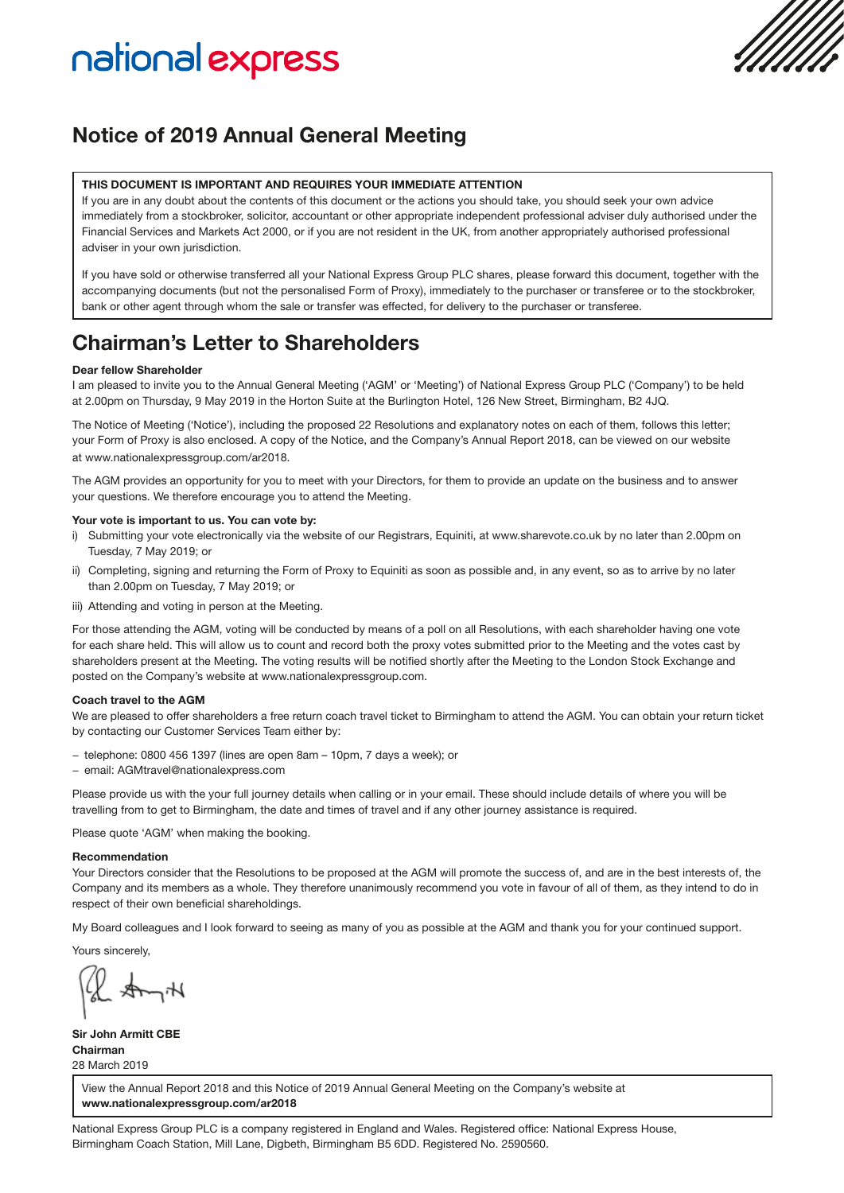national express

# Notice of 2019 Annual General Meeting

**THIS DOCUMENT IS IMPORTANT AND REQUIRES YOUR IMMEDIATE ATTENTION**
If you are in any doubt about the contents of this document or the actions you should take, you should seek your own advice immediately from a stockbroker, solicitor, accountant or other appropriate independent professional adviser duly authorised under the Financial Services and Markets Act 2000, or if you are not resident in the UK, from another appropriately authorised professional adviser in your own jurisdiction.

If you have sold or otherwise transferred all your National Express Group PLC shares, please forward this document, together with the accompanying documents (but not the personalised Form of Proxy), immediately to the purchaser or transferee or to the stockbroker, bank or other agent through whom the sale or transfer was effected, for delivery to the purchaser or transferee.

# Chairman's Letter to Shareholders

**Dear fellow Shareholder**
I am pleased to invite you to the Annual General Meeting ('AGM' or 'Meeting') of National Express Group PLC ('Company') to be held at 2.00pm on Thursday, 9 May 2019 in the Horton Suite at the Burlington Hotel, 126 New Street, Birmingham, B2 4JQ.

The Notice of Meeting ('Notice'), including the proposed 22 Resolutions and explanatory notes on each of them, follows this letter; your Form of Proxy is also enclosed. A copy of the Notice, and the Company's Annual Report 2018, can be viewed on our website at www.nationalexpressgroup.com/ar2018.

The AGM provides an opportunity for you to meet with your Directors, for them to provide an update on the business and to answer your questions. We therefore encourage you to attend the Meeting.

**Your vote is important to us. You can vote by:**

i) Submitting your vote electronically via the website of our Registrars, Equiniti, at www.sharevote.co.uk by no later than 2.00pm on Tuesday, 7 May 2019; or
ii) Completing, signing and returning the Form of Proxy to Equiniti as soon as possible and, in any event, so as to arrive by no later than 2.00pm on Tuesday, 7 May 2019; or
iii) Attending and voting in person at the Meeting.

For those attending the AGM, voting will be conducted by means of a poll on all Resolutions, with each shareholder having one vote for each share held. This will allow us to count and record both the proxy votes submitted prior to the Meeting and the votes cast by shareholders present at the Meeting. The voting results will be notified shortly after the Meeting to the London Stock Exchange and posted on the Company's website at www.nationalexpressgroup.com.

**Coach travel to the AGM**
We are pleased to offer shareholders a free return coach travel ticket to Birmingham to attend the AGM. You can obtain your return ticket by contacting our Customer Services Team either by:

- telephone: 0800 456 1397 (lines are open 8am – 10pm, 7 days a week); or
- email: AGMtravel@nationalexpress.com

Please provide us with the your full journey details when calling or in your email. These should include details of where you will be travelling from to get to Birmingham, the date and times of travel and if any other journey assistance is required.

Please quote 'AGM' when making the booking.

**Recommendation**
Your Directors consider that the Resolutions to be proposed at the AGM will promote the success of, and are in the best interests of, the Company and its members as a whole. They therefore unanimously recommend you vote in favour of all of them, as they intend to do in respect of their own beneficial shareholdings.

My Board colleagues and I look forward to seeing as many of you as possible at the AGM and thank you for your continued support.

Yours sincerely,

**Sir John Armitt CBE**
**Chairman**
28 March 2019

View the Annual Report 2018 and this Notice of 2019 Annual General Meeting on the Company's website at **www.nationalexpressgroup.com/ar2018**

National Express Group PLC is a company registered in England and Wales. Registered office: National Express House, Birmingham Coach Station, Mill Lane, Digbeth, Birmingham B5 6DD. Registered No. 2590560.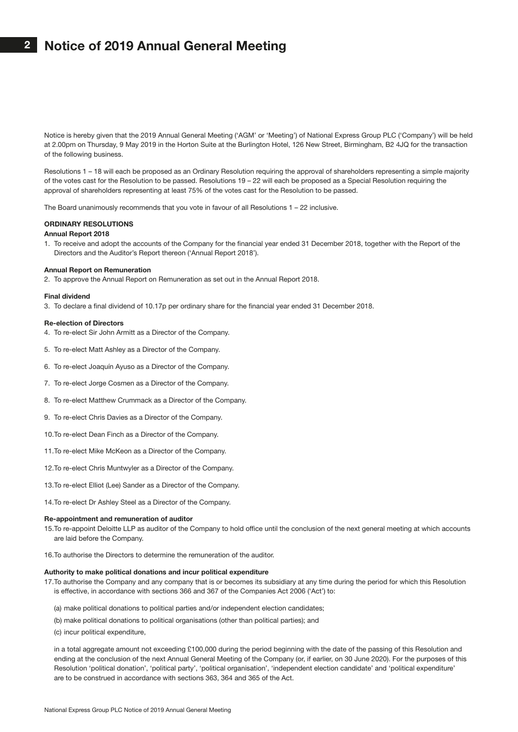# Notice of 2019 Annual General Meeting

Notice is hereby given that the 2019 Annual General Meeting ('AGM' or 'Meeting') of National Express Group PLC ('Company') will be held at 2.00pm on Thursday, 9 May 2019 in the Horton Suite at the Burlington Hotel, 126 New Street, Birmingham, B2 4JQ for the transaction of the following business.

Resolutions 1 – 18 will each be proposed as an Ordinary Resolution requiring the approval of shareholders representing a simple majority of the votes cast for the Resolution to be passed. Resolutions 19 – 22 will each be proposed as a Special Resolution requiring the approval of shareholders representing at least 75% of the votes cast for the Resolution to be passed.

The Board unanimously recommends that you vote in favour of all Resolutions 1 – 22 inclusive.

**ORDINARY RESOLUTIONS**

**Annual Report 2018**

1. To receive and adopt the accounts of the Company for the financial year ended 31 December 2018, together with the Report of the Directors and the Auditor's Report thereon ('Annual Report 2018').

**Annual Report on Remuneration**

2. To approve the Annual Report on Remuneration as set out in the Annual Report 2018.

**Final dividend**

3. To declare a final dividend of 10.17p per ordinary share for the financial year ended 31 December 2018.

**Re-election of Directors**

4. To re-elect Sir John Armitt as a Director of the Company.
5. To re-elect Matt Ashley as a Director of the Company.
6. To re-elect Joaquín Ayuso as a Director of the Company.
7. To re-elect Jorge Cosmen as a Director of the Company.
8. To re-elect Matthew Crummack as a Director of the Company.
9. To re-elect Chris Davies as a Director of the Company.
10. To re-elect Dean Finch as a Director of the Company.
11. To re-elect Mike McKeon as a Director of the Company.
12. To re-elect Chris Muntwyler as a Director of the Company.
13. To re-elect Elliot (Lee) Sander as a Director of the Company.
14. To re-elect Dr Ashley Steel as a Director of the Company.

**Re-appointment and remuneration of auditor**

15. To re-appoint Deloitte LLP as auditor of the Company to hold office until the conclusion of the next general meeting at which accounts are laid before the Company.
16. To authorise the Directors to determine the remuneration of the auditor.

**Authority to make political donations and incur political expenditure**

17. To authorise the Company and any company that is or becomes its subsidiary at any time during the period for which this Resolution is effective, in accordance with sections 366 and 367 of the Companies Act 2006 ('Act') to:

    (a) make political donations to political parties and/or independent election candidates;

    (b) make political donations to political organisations (other than political parties); and

    (c) incur political expenditure,

    in a total aggregate amount not exceeding £100,000 during the period beginning with the date of the passing of this Resolution and ending at the conclusion of the next Annual General Meeting of the Company (or, if earlier, on 30 June 2020). For the purposes of this Resolution 'political donation', 'political party', 'political organisation', 'independent election candidate' and 'political expenditure' are to be construed in accordance with sections 363, 364 and 365 of the Act.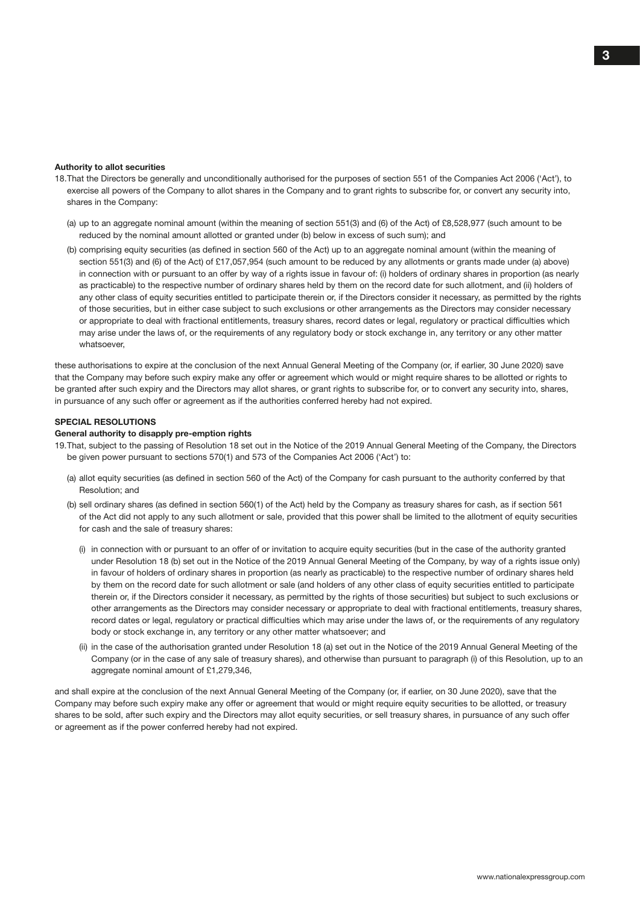**Authority to allot securities**

18. That the Directors be generally and unconditionally authorised for the purposes of section 551 of the Companies Act 2006 ('Act'), to exercise all powers of the Company to allot shares in the Company and to grant rights to subscribe for, or convert any security into, shares in the Company:

    (a) up to an aggregate nominal amount (within the meaning of section 551(3) and (6) of the Act) of £8,528,977 (such amount to be reduced by the nominal amount allotted or granted under (b) below in excess of such sum); and

    (b) comprising equity securities (as defined in section 560 of the Act) up to an aggregate nominal amount (within the meaning of section 551(3) and (6) of the Act) of £17,057,954 (such amount to be reduced by any allotments or grants made under (a) above) in connection with or pursuant to an offer by way of a rights issue in favour of: (i) holders of ordinary shares in proportion (as nearly as practicable) to the respective number of ordinary shares held by them on the record date for such allotment, and (ii) holders of any other class of equity securities entitled to participate therein or, if the Directors consider it necessary, as permitted by the rights of those securities, but in either case subject to such exclusions or other arrangements as the Directors may consider necessary or appropriate to deal with fractional entitlements, treasury shares, record dates or legal, regulatory or practical difficulties which may arise under the laws of, or the requirements of any regulatory body or stock exchange in, any territory or any other matter whatsoever,

these authorisations to expire at the conclusion of the next Annual General Meeting of the Company (or, if earlier, 30 June 2020) save that the Company may before such expiry make any offer or agreement which would or might require shares to be allotted or rights to be granted after such expiry and the Directors may allot shares, or grant rights to subscribe for, or to convert any security into, shares, in pursuance of any such offer or agreement as if the authorities conferred hereby had not expired.

**SPECIAL RESOLUTIONS**

**General authority to disapply pre-emption rights**

19. That, subject to the passing of Resolution 18 set out in the Notice of the 2019 Annual General Meeting of the Company, the Directors be given power pursuant to sections 570(1) and 573 of the Companies Act 2006 ('Act') to:

    (a) allot equity securities (as defined in section 560 of the Act) of the Company for cash pursuant to the authority conferred by that Resolution; and

    (b) sell ordinary shares (as defined in section 560(1) of the Act) held by the Company as treasury shares for cash, as if section 561 of the Act did not apply to any such allotment or sale, provided that this power shall be limited to the allotment of equity securities for cash and the sale of treasury shares:

        (i) in connection with or pursuant to an offer of or invitation to acquire equity securities (but in the case of the authority granted under Resolution 18 (b) set out in the Notice of the 2019 Annual General Meeting of the Company, by way of a rights issue only) in favour of holders of ordinary shares in proportion (as nearly as practicable) to the respective number of ordinary shares held by them on the record date for such allotment or sale (and holders of any other class of equity securities entitled to participate therein or, if the Directors consider it necessary, as permitted by the rights of those securities) but subject to such exclusions or other arrangements as the Directors may consider necessary or appropriate to deal with fractional entitlements, treasury shares, record dates or legal, regulatory or practical difficulties which may arise under the laws of, or the requirements of any regulatory body or stock exchange in, any territory or any other matter whatsoever; and

        (ii) in the case of the authorisation granted under Resolution 18 (a) set out in the Notice of the 2019 Annual General Meeting of the Company (or in the case of any sale of treasury shares), and otherwise than pursuant to paragraph (i) of this Resolution, up to an aggregate nominal amount of £1,279,346,

and shall expire at the conclusion of the next Annual General Meeting of the Company (or, if earlier, on 30 June 2020), save that the Company may before such expiry make any offer or agreement that would or might require equity securities to be allotted, or treasury shares to be sold, after such expiry and the Directors may allot equity securities, or sell treasury shares, in pursuance of any such offer or agreement as if the power conferred hereby had not expired.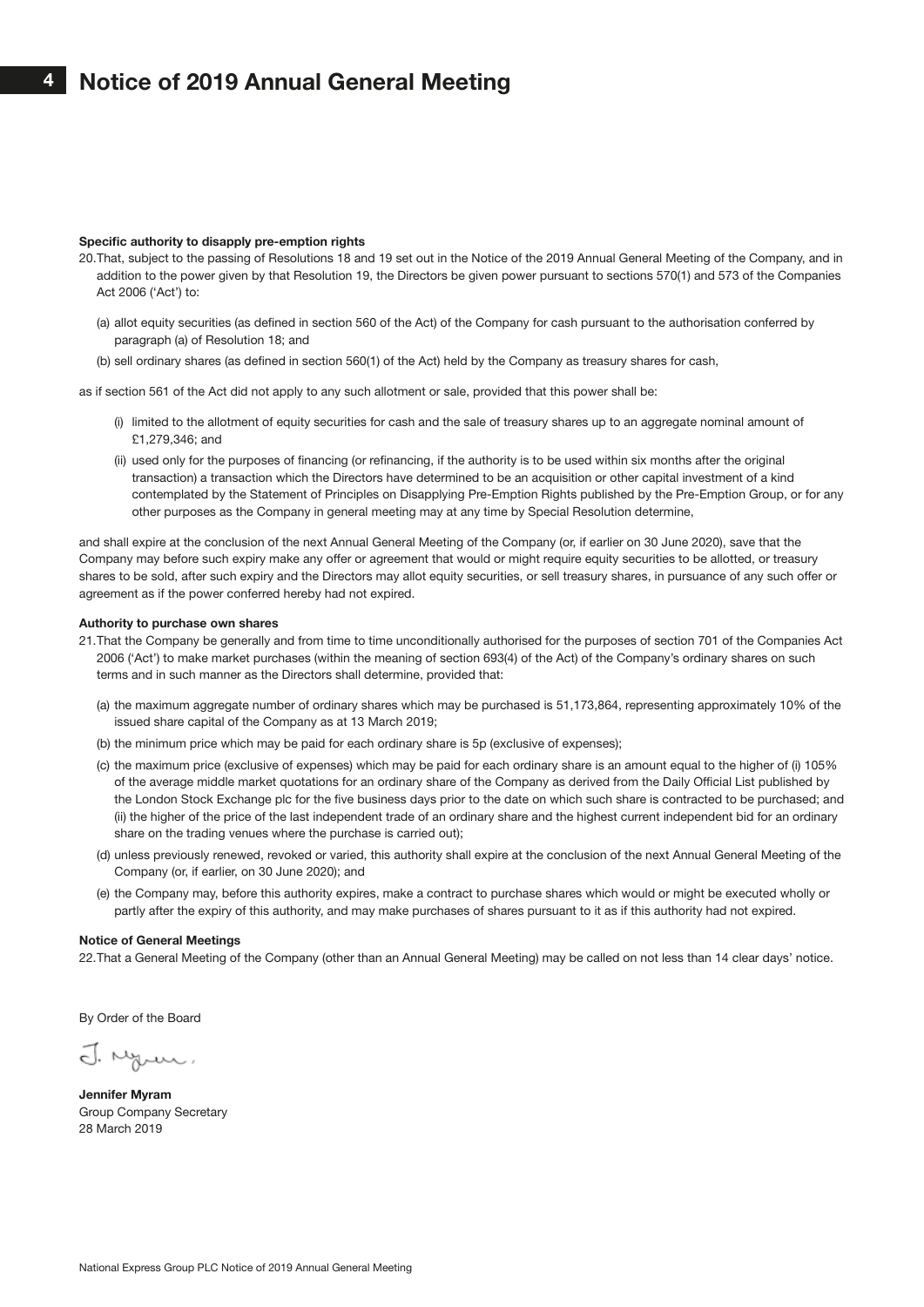# Notice of 2019 Annual General Meeting

**Specific authority to disapply pre-emption rights**

20. That, subject to the passing of Resolutions 18 and 19 set out in the Notice of the 2019 Annual General Meeting of the Company, and in addition to the power given by that Resolution 19, the Directors be given power pursuant to sections 570(1) and 573 of the Companies Act 2006 ('Act') to:

    (a) allot equity securities (as defined in section 560 of the Act) of the Company for cash pursuant to the authorisation conferred by paragraph (a) of Resolution 18; and

    (b) sell ordinary shares (as defined in section 560(1) of the Act) held by the Company as treasury shares for cash,

as if section 561 of the Act did not apply to any such allotment or sale, provided that this power shall be:

   (i) limited to the allotment of equity securities for cash and the sale of treasury shares up to an aggregate nominal amount of £1,279,346; and

   (ii) used only for the purposes of financing (or refinancing, if the authority is to be used within six months after the original transaction) a transaction which the Directors have determined to be an acquisition or other capital investment of a kind contemplated by the Statement of Principles on Disapplying Pre-Emption Rights published by the Pre-Emption Group, or for any other purposes as the Company in general meeting may at any time by Special Resolution determine,

and shall expire at the conclusion of the next Annual General Meeting of the Company (or, if earlier on 30 June 2020), save that the Company may before such expiry make any offer or agreement that would or might require equity securities to be allotted, or treasury shares to be sold, after such expiry and the Directors may allot equity securities, or sell treasury shares, in pursuance of any such offer or agreement as if the power conferred hereby had not expired.

**Authority to purchase own shares**

21. That the Company be generally and from time to time unconditionally authorised for the purposes of section 701 of the Companies Act 2006 ('Act') to make market purchases (within the meaning of section 693(4) of the Act) of the Company's ordinary shares on such terms and in such manner as the Directors shall determine, provided that:

    (a) the maximum aggregate number of ordinary shares which may be purchased is 51,173,864, representing approximately 10% of the issued share capital of the Company as at 13 March 2019;

    (b) the minimum price which may be paid for each ordinary share is 5p (exclusive of expenses);

    (c) the maximum price (exclusive of expenses) which may be paid for each ordinary share is an amount equal to the higher of (i) 105% of the average middle market quotations for an ordinary share of the Company as derived from the Daily Official List published by the London Stock Exchange plc for the five business days prior to the date on which such share is contracted to be purchased; and (ii) the higher of the price of the last independent trade of an ordinary share and the highest current independent bid for an ordinary share on the trading venues where the purchase is carried out);

    (d) unless previously renewed, revoked or varied, this authority shall expire at the conclusion of the next Annual General Meeting of the Company (or, if earlier, on 30 June 2020); and

    (e) the Company may, before this authority expires, make a contract to purchase shares which would or might be executed wholly or partly after the expiry of this authority, and may make purchases of shares pursuant to it as if this authority had not expired.

**Notice of General Meetings**

22. That a General Meeting of the Company (other than an Annual General Meeting) may be called on not less than 14 clear days' notice.

By Order of the Board

**Jennifer Myram**
Group Company Secretary
28 March 2019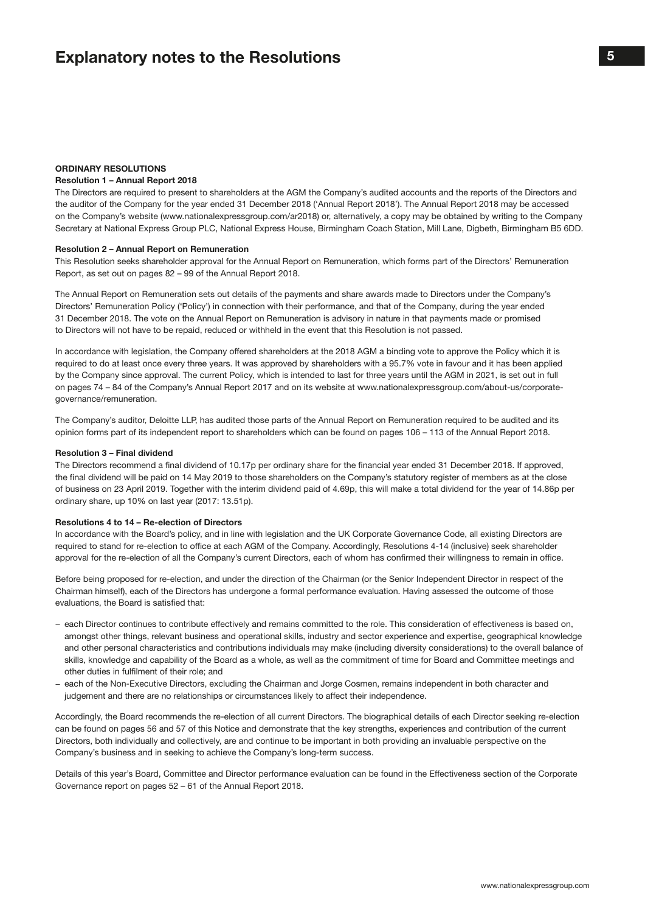# Explanatory notes to the Resolutions

## ORDINARY RESOLUTIONS

### Resolution 1 – Annual Report 2018

The Directors are required to present to shareholders at the AGM the Company's audited accounts and the reports of the Directors and the auditor of the Company for the year ended 31 December 2018 ('Annual Report 2018'). The Annual Report 2018 may be accessed on the Company's website (www.nationalexpressgroup.com/ar2018) or, alternatively, a copy may be obtained by writing to the Company Secretary at National Express Group PLC, National Express House, Birmingham Coach Station, Mill Lane, Digbeth, Birmingham B5 6DD.

### Resolution 2 – Annual Report on Remuneration

This Resolution seeks shareholder approval for the Annual Report on Remuneration, which forms part of the Directors' Remuneration Report, as set out on pages 82 – 99 of the Annual Report 2018.

The Annual Report on Remuneration sets out details of the payments and share awards made to Directors under the Company's Directors' Remuneration Policy ('Policy') in connection with their performance, and that of the Company, during the year ended 31 December 2018. The vote on the Annual Report on Remuneration is advisory in nature in that payments made or promised to Directors will not have to be repaid, reduced or withheld in the event that this Resolution is not passed.

In accordance with legislation, the Company offered shareholders at the 2018 AGM a binding vote to approve the Policy which it is required to do at least once every three years. It was approved by shareholders with a 95.7% vote in favour and it has been applied by the Company since approval. The current Policy, which is intended to last for three years until the AGM in 2021, is set out in full on pages 74 – 84 of the Company's Annual Report 2017 and on its website at www.nationalexpressgroup.com/about-us/corporate-governance/remuneration.

The Company's auditor, Deloitte LLP, has audited those parts of the Annual Report on Remuneration required to be audited and its opinion forms part of its independent report to shareholders which can be found on pages 106 – 113 of the Annual Report 2018.

### Resolution 3 – Final dividend

The Directors recommend a final dividend of 10.17p per ordinary share for the financial year ended 31 December 2018. If approved, the final dividend will be paid on 14 May 2019 to those shareholders on the Company's statutory register of members as at the close of business on 23 April 2019. Together with the interim dividend paid of 4.69p, this will make a total dividend for the year of 14.86p per ordinary share, up 10% on last year (2017: 13.51p).

### Resolutions 4 to 14 – Re-election of Directors

In accordance with the Board's policy, and in line with legislation and the UK Corporate Governance Code, all existing Directors are required to stand for re-election to office at each AGM of the Company. Accordingly, Resolutions 4-14 (inclusive) seek shareholder approval for the re-election of all the Company's current Directors, each of whom has confirmed their willingness to remain in office.

Before being proposed for re-election, and under the direction of the Chairman (or the Senior Independent Director in respect of the Chairman himself), each of the Directors has undergone a formal performance evaluation. Having assessed the outcome of those evaluations, the Board is satisfied that:

- each Director continues to contribute effectively and remains committed to the role. This consideration of effectiveness is based on, amongst other things, relevant business and operational skills, industry and sector experience and expertise, geographical knowledge and other personal characteristics and contributions individuals may make (including diversity considerations) to the overall balance of skills, knowledge and capability of the Board as a whole, as well as the commitment of time for Board and Committee meetings and other duties in fulfilment of their role; and
- each of the Non-Executive Directors, excluding the Chairman and Jorge Cosmen, remains independent in both character and judgement and there are no relationships or circumstances likely to affect their independence.

Accordingly, the Board recommends the re-election of all current Directors. The biographical details of each Director seeking re-election can be found on pages 56 and 57 of this Notice and demonstrate that the key strengths, experiences and contribution of the current Directors, both individually and collectively, are and continue to be important in both providing an invaluable perspective on the Company's business and in seeking to achieve the Company's long-term success.

Details of this year's Board, Committee and Director performance evaluation can be found in the Effectiveness section of the Corporate Governance report on pages 52 – 61 of the Annual Report 2018.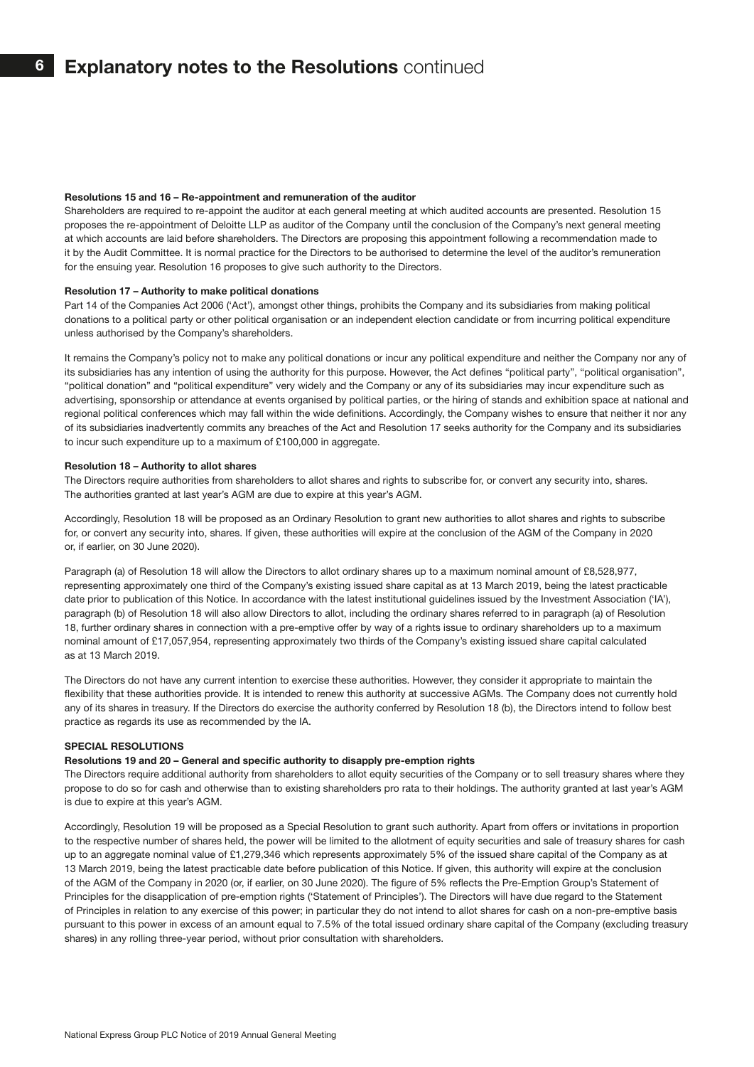# Explanatory notes to the Resolutions continued

**Resolutions 15 and 16 – Re-appointment and remuneration of the auditor**

Shareholders are required to re-appoint the auditor at each general meeting at which audited accounts are presented. Resolution 15 proposes the re-appointment of Deloitte LLP as auditor of the Company until the conclusion of the Company's next general meeting at which accounts are laid before shareholders. The Directors are proposing this appointment following a recommendation made to it by the Audit Committee. It is normal practice for the Directors to be authorised to determine the level of the auditor's remuneration for the ensuing year. Resolution 16 proposes to give such authority to the Directors.

**Resolution 17 – Authority to make political donations**

Part 14 of the Companies Act 2006 ('Act'), amongst other things, prohibits the Company and its subsidiaries from making political donations to a political party or other political organisation or an independent election candidate or from incurring political expenditure unless authorised by the Company's shareholders.

It remains the Company's policy not to make any political donations or incur any political expenditure and neither the Company nor any of its subsidiaries has any intention of using the authority for this purpose. However, the Act defines "political party", "political organisation", "political donation" and "political expenditure" very widely and the Company or any of its subsidiaries may incur expenditure such as advertising, sponsorship or attendance at events organised by political parties, or the hiring of stands and exhibition space at national and regional political conferences which may fall within the wide definitions. Accordingly, the Company wishes to ensure that neither it nor any of its subsidiaries inadvertently commits any breaches of the Act and Resolution 17 seeks authority for the Company and its subsidiaries to incur such expenditure up to a maximum of £100,000 in aggregate.

**Resolution 18 – Authority to allot shares**

The Directors require authorities from shareholders to allot shares and rights to subscribe for, or convert any security into, shares. The authorities granted at last year's AGM are due to expire at this year's AGM.

Accordingly, Resolution 18 will be proposed as an Ordinary Resolution to grant new authorities to allot shares and rights to subscribe for, or convert any security into, shares. If given, these authorities will expire at the conclusion of the AGM of the Company in 2020 or, if earlier, on 30 June 2020).

Paragraph (a) of Resolution 18 will allow the Directors to allot ordinary shares up to a maximum nominal amount of £8,528,977, representing approximately one third of the Company's existing issued share capital as at 13 March 2019, being the latest practicable date prior to publication of this Notice. In accordance with the latest institutional guidelines issued by the Investment Association ('IA'), paragraph (b) of Resolution 18 will also allow Directors to allot, including the ordinary shares referred to in paragraph (a) of Resolution 18, further ordinary shares in connection with a pre-emptive offer by way of a rights issue to ordinary shareholders up to a maximum nominal amount of £17,057,954, representing approximately two thirds of the Company's existing issued share capital calculated as at 13 March 2019.

The Directors do not have any current intention to exercise these authorities. However, they consider it appropriate to maintain the flexibility that these authorities provide. It is intended to renew this authority at successive AGMs. The Company does not currently hold any of its shares in treasury. If the Directors do exercise the authority conferred by Resolution 18 (b), the Directors intend to follow best practice as regards its use as recommended by the IA.

**SPECIAL RESOLUTIONS**

**Resolutions 19 and 20 – General and specific authority to disapply pre-emption rights**

The Directors require additional authority from shareholders to allot equity securities of the Company or to sell treasury shares where they propose to do so for cash and otherwise than to existing shareholders pro rata to their holdings. The authority granted at last year's AGM is due to expire at this year's AGM.

Accordingly, Resolution 19 will be proposed as a Special Resolution to grant such authority. Apart from offers or invitations in proportion to the respective number of shares held, the power will be limited to the allotment of equity securities and sale of treasury shares for cash up to an aggregate nominal value of £1,279,346 which represents approximately 5% of the issued share capital of the Company as at 13 March 2019, being the latest practicable date before publication of this Notice. If given, this authority will expire at the conclusion of the AGM of the Company in 2020 (or, if earlier, on 30 June 2020). The figure of 5% reflects the Pre-Emption Group's Statement of Principles for the disapplication of pre-emption rights ('Statement of Principles'). The Directors will have due regard to the Statement of Principles in relation to any exercise of this power; in particular they do not intend to allot shares for cash on a non-pre-emptive basis pursuant to this power in excess of an amount equal to 7.5% of the total issued ordinary share capital of the Company (excluding treasury shares) in any rolling three-year period, without prior consultation with shareholders.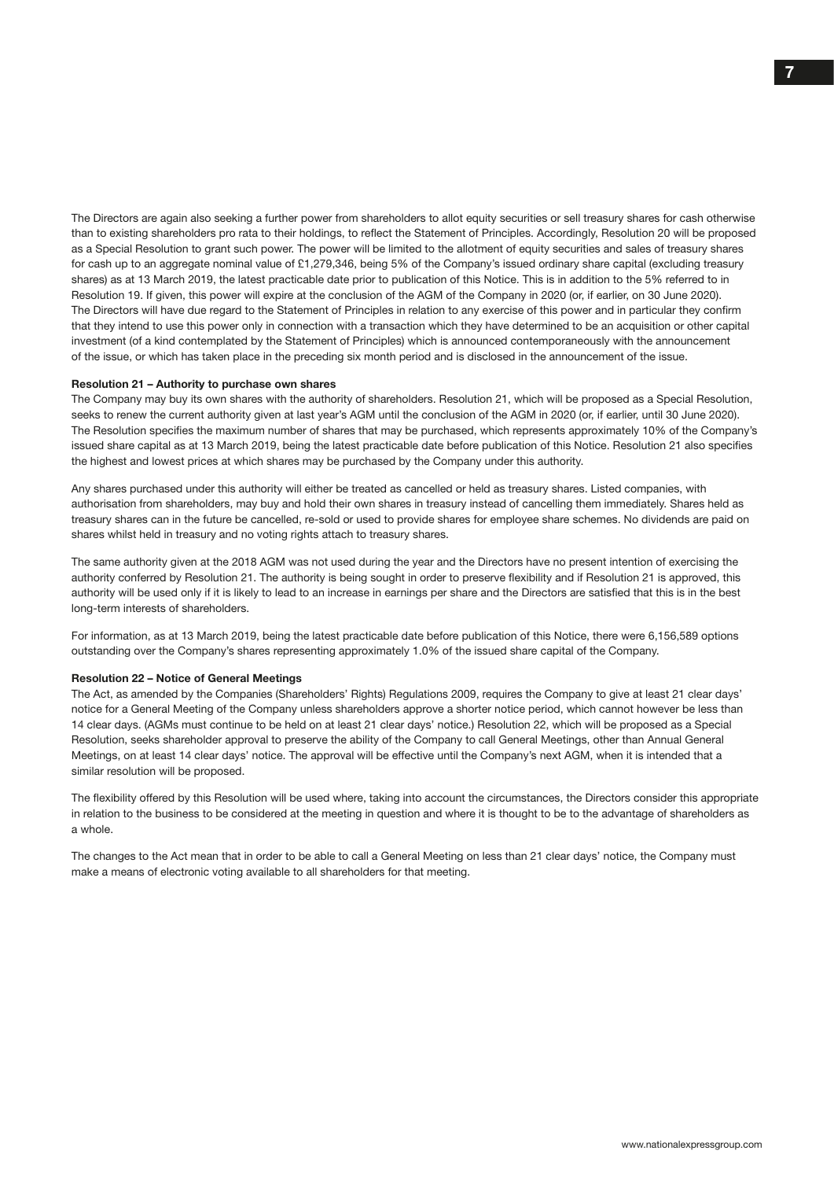The Directors are again also seeking a further power from shareholders to allot equity securities or sell treasury shares for cash otherwise than to existing shareholders pro rata to their holdings, to reflect the Statement of Principles. Accordingly, Resolution 20 will be proposed as a Special Resolution to grant such power. The power will be limited to the allotment of equity securities and sales of treasury shares for cash up to an aggregate nominal value of £1,279,346, being 5% of the Company's issued ordinary share capital (excluding treasury shares) as at 13 March 2019, the latest practicable date prior to publication of this Notice. This is in addition to the 5% referred to in Resolution 19. If given, this power will expire at the conclusion of the AGM of the Company in 2020 (or, if earlier, on 30 June 2020). The Directors will have due regard to the Statement of Principles in relation to any exercise of this power and in particular they confirm that they intend to use this power only in connection with a transaction which they have determined to be an acquisition or other capital investment (of a kind contemplated by the Statement of Principles) which is announced contemporaneously with the announcement of the issue, or which has taken place in the preceding six month period and is disclosed in the announcement of the issue.

**Resolution 21 – Authority to purchase own shares**

The Company may buy its own shares with the authority of shareholders. Resolution 21, which will be proposed as a Special Resolution, seeks to renew the current authority given at last year's AGM until the conclusion of the AGM in 2020 (or, if earlier, until 30 June 2020). The Resolution specifies the maximum number of shares that may be purchased, which represents approximately 10% of the Company's issued share capital as at 13 March 2019, being the latest practicable date before publication of this Notice. Resolution 21 also specifies the highest and lowest prices at which shares may be purchased by the Company under this authority.

Any shares purchased under this authority will either be treated as cancelled or held as treasury shares. Listed companies, with authorisation from shareholders, may buy and hold their own shares in treasury instead of cancelling them immediately. Shares held as treasury shares can in the future be cancelled, re-sold or used to provide shares for employee share schemes. No dividends are paid on shares whilst held in treasury and no voting rights attach to treasury shares.

The same authority given at the 2018 AGM was not used during the year and the Directors have no present intention of exercising the authority conferred by Resolution 21. The authority is being sought in order to preserve flexibility and if Resolution 21 is approved, this authority will be used only if it is likely to lead to an increase in earnings per share and the Directors are satisfied that this is in the best long-term interests of shareholders.

For information, as at 13 March 2019, being the latest practicable date before publication of this Notice, there were 6,156,589 options outstanding over the Company's shares representing approximately 1.0% of the issued share capital of the Company.

**Resolution 22 – Notice of General Meetings**

The Act, as amended by the Companies (Shareholders' Rights) Regulations 2009, requires the Company to give at least 21 clear days' notice for a General Meeting of the Company unless shareholders approve a shorter notice period, which cannot however be less than 14 clear days. (AGMs must continue to be held on at least 21 clear days' notice.) Resolution 22, which will be proposed as a Special Resolution, seeks shareholder approval to preserve the ability of the Company to call General Meetings, other than Annual General Meetings, on at least 14 clear days' notice. The approval will be effective until the Company's next AGM, when it is intended that a similar resolution will be proposed.

The flexibility offered by this Resolution will be used where, taking into account the circumstances, the Directors consider this appropriate in relation to the business to be considered at the meeting in question and where it is thought to be to the advantage of shareholders as a whole.

The changes to the Act mean that in order to be able to call a General Meeting on less than 21 clear days' notice, the Company must make a means of electronic voting available to all shareholders for that meeting.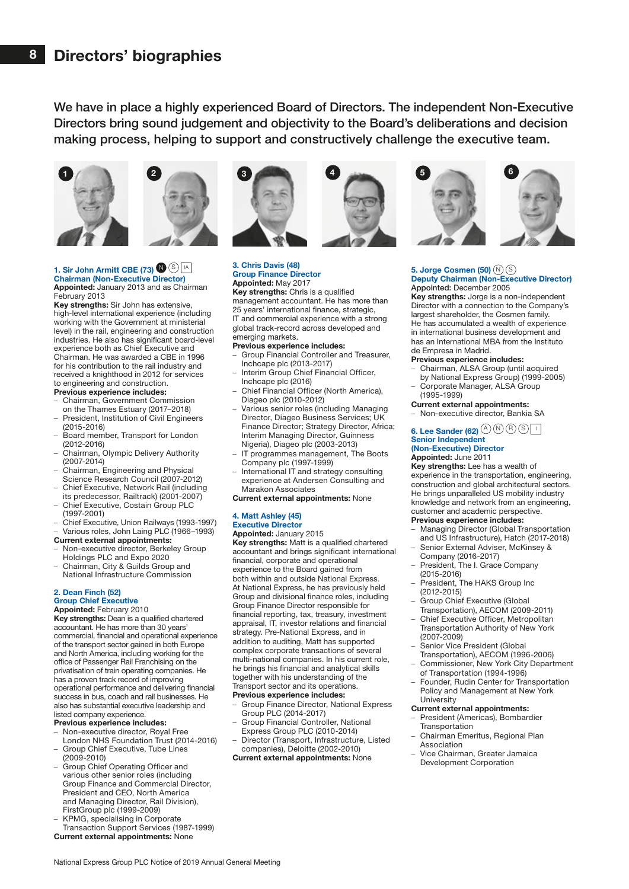# Directors' biographies

We have in place a highly experienced Board of Directors. The independent Non-Executive Directors bring sound judgement and objectivity to the Board's deliberations and decision making process, helping to support and constructively challenge the executive team.

### 1. Sir John Armitt CBE (73) N S IA

**Chairman (Non-Executive Director)**

**Appointed:** January 2013 and as Chairman February 2013

**Key strengths:** Sir John has extensive, high-level international experience (including working with the Government at ministerial level) in the rail, engineering and construction industries. He also has significant board-level experience both as Chief Executive and Chairman. He was awarded a CBE in 1996 for his contribution to the rail industry and received a knighthood in 2012 for services to engineering and construction.

**Previous experience includes:**

- Chairman, Government Commission on the Thames Estuary (2017–2018)
- President, Institution of Civil Engineers (2015-2016)
- Board member, Transport for London (2012-2016)
- Chairman, Olympic Delivery Authority (2007-2014)
- Chairman, Engineering and Physical Science Research Council (2007-2012)
- Chief Executive, Network Rail (including its predecessor, Railtrack) (2001-2007)
- Chief Executive, Costain Group PLC (1997-2001)
- Chief Executive, Union Railways (1993-1997)
- Various roles, John Laing PLC (1966–1993)

**Current external appointments:**

- Non-executive director, Berkeley Group Holdings PLC and Expo 2020
- Chairman, City & Guilds Group and National Infrastructure Commission

### 2. Dean Finch (52)

**Group Chief Executive**

**Appointed:** February 2010

**Key strengths:** Dean is a qualified chartered accountant. He has more than 30 years' commercial, financial and operational experience of the transport sector gained in both Europe and North America, including working for the office of Passenger Rail Franchising on the privatisation of train operating companies. He has a proven track record of improving operational performance and delivering financial success in bus, coach and rail businesses. He also has substantial executive leadership and listed company experience.

**Previous experience includes:**

- Non-executive director, Royal Free London NHS Foundation Trust (2014-2016)
- Group Chief Executive, Tube Lines (2009-2010)
- Group Chief Operating Officer and various other senior roles (including Group Finance and Commercial Director, President and CEO, North America and Managing Director, Rail Division), FirstGroup plc (1999-2009)
- KPMG, specialising in Corporate Transaction Support Services (1987-1999)

**Current external appointments:** None

### 3. Chris Davis (48)

**Group Finance Director**

**Appointed:** May 2017

**Key strengths:** Chris is a qualified management accountant. He has more than 25 years' international finance, strategic, IT and commercial experience with a strong global track-record across developed and emerging markets.

**Previous experience includes:**

- Group Financial Controller and Treasurer, Inchcape plc (2013-2017)
- Interim Group Chief Financial Officer, Inchcape plc (2016)
- Chief Financial Officer (North America), Diageo plc (2010-2012)
- Various senior roles (including Managing Director, Diageo Business Services; UK Finance Director; Strategy Director, Africa; Interim Managing Director, Guinness Nigeria), Diageo plc (2003-2013)
- IT programmes management, The Boots Company plc (1997-1999)
- International IT and strategy consulting experience at Andersen Consulting and Marakon Associates

**Current external appointments:** None

### 4. Matt Ashley (45)

**Executive Director**

**Appointed:** January 2015

**Key strengths:** Matt is a qualified chartered accountant and brings significant international financial, corporate and operational experience to the Board gained from both within and outside National Express. At National Express, he has previously held Group and divisional finance roles, including Group Finance Director responsible for financial reporting, tax, treasury, investment appraisal, IT, investor relations and financial strategy. Pre-National Express, and in addition to auditing, Matt has supported complex corporate transactions of several multi-national companies. In his current role, he brings his financial and analytical skills together with his understanding of the Transport sector and its operations.

**Previous experience includes:**

- Group Finance Director, National Express Group PLC (2014-2017)
- Group Financial Controller, National Express Group PLC (2010-2014)
- Director (Transport, Infrastructure, Listed companies), Deloitte (2002-2010)

**Current external appointments:** None

### 5. Jorge Cosmen (50) N S

**Deputy Chairman (Non-Executive Director)**

**Appointed:** December 2005

**Key strengths:** Jorge is a non-independent Director with a connection to the Company's largest shareholder, the Cosmen family. He has accumulated a wealth of experience in international business development and has an International MBA from the Instituto de Empresa in Madrid.

**Previous experience includes:**

- Chairman, ALSA Group (until acquired by National Express Group) (1999-2005)
- Corporate Manager, ALSA Group (1995-1999)

**Current external appointments:**

- Non-executive director, Bankia SA

### 6. Lee Sander (62) A N R S I

**Senior Independent (Non-Executive) Director**

**Appointed:** June 2011

**Key strengths:** Lee has a wealth of experience in the transportation, engineering, construction and global architectural sectors. He brings unparalleled US mobility industry knowledge and network from an engineering, customer and academic perspective.

**Previous experience includes:**

- Managing Director (Global Transportation and US Infrastructure), Hatch (2017-2018)
- Senior External Adviser, McKinsey & Company (2016-2017)
- President, The I. Grace Company (2015-2016)
- President, The HAKS Group Inc (2012-2015)
- Group Chief Executive (Global Transportation), AECOM (2009-2011)
- Chief Executive Officer, Metropolitan Transportation Authority of New York (2007-2009)
- Senior Vice President (Global Transportation), AECOM (1996-2006)
- Commissioner, New York City Department of Transportation (1994-1996)
- Founder, Rudin Center for Transportation Policy and Management at New York University

**Current external appointments:**

- President (Americas), Bombardier Transportation
- Chairman Emeritus, Regional Plan Association
- Vice Chairman, Greater Jamaica Development Corporation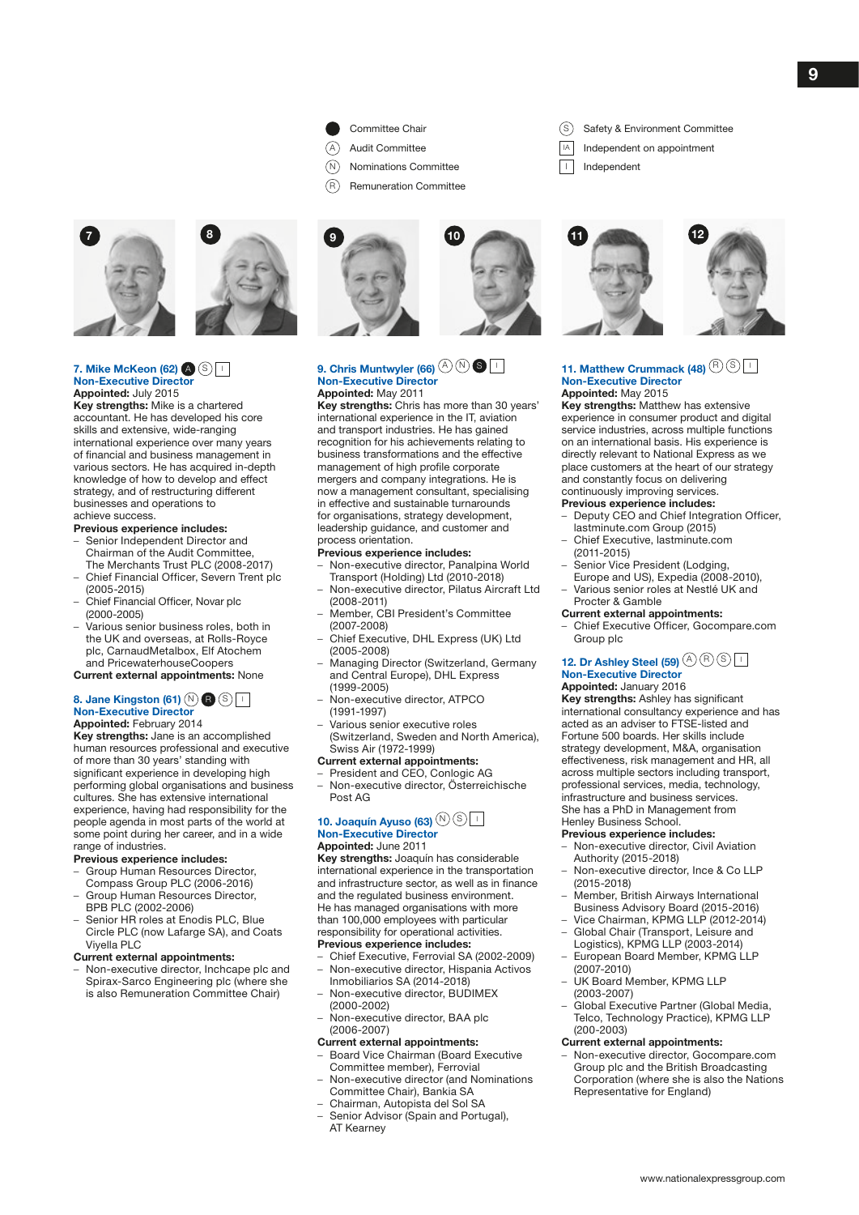- ● Committee Chair
- Ⓐ Audit Committee
- Ⓝ Nominations Committee
- Ⓡ Remuneration Committee
- Ⓢ Safety & Environment Committee
- IA Independent on appointment
- I Independent

**7. Mike McKeon (62)** Ⓐ Ⓢ I
**Non-Executive Director**
**Appointed:** July 2015
**Key strengths:** Mike is a chartered accountant. He has developed his core skills and extensive, wide-ranging international experience over many years of financial and business management in various sectors. He has acquired in-depth knowledge of how to develop and effect strategy, and of restructuring different businesses and operations to achieve success.
**Previous experience includes:**
- Senior Independent Director and Chairman of the Audit Committee, The Merchants Trust PLC (2008-2017)
- Chief Financial Officer, Severn Trent plc (2005-2015)
- Chief Financial Officer, Novar plc (2000-2005)
- Various senior business roles, both in the UK and overseas, at Rolls-Royce plc, CarnaudMetalbox, Elf Atochem and PricewaterhouseCoopers

**Current external appointments:** None

**8. Jane Kingston (61)** Ⓝ ● Ⓡ Ⓢ I
**Non-Executive Director**
**Appointed:** February 2014
**Key strengths:** Jane is an accomplished human resources professional and executive of more than 30 years' standing with significant experience in developing high performing global organisations and business cultures. She has extensive international experience, having had responsibility for the people agenda in most parts of the world at some point during her career, and in a wide range of industries.
**Previous experience includes:**
- Group Human Resources Director, Compass Group PLC (2006-2016)
- Group Human Resources Director, BPB PLC (2002-2006)
- Senior HR roles at Enodis PLC, Blue Circle PLC (now Lafarge SA), and Coats Viyella PLC

**Current external appointments:**
- Non-executive director, Inchcape plc and Spirax-Sarco Engineering plc (where she is also Remuneration Committee Chair)

**9. Chris Muntwyler (66)** Ⓐ Ⓝ ● Ⓢ I
**Non-Executive Director**
**Appointed:** May 2011
**Key strengths:** Chris has more than 30 years' international experience in the IT, aviation and transport industries. He has gained recognition for his achievements relating to business transformations and the effective management of high profile corporate mergers and company integrations. He is now a management consultant, specialising in effective and sustainable turnarounds for organisations, strategy development, leadership guidance, and customer and process orientation.
**Previous experience includes:**
- Non-executive director, Panalpina World Transport (Holding) Ltd (2010-2018)
- Non-executive director, Pilatus Aircraft Ltd (2008-2011)
- Member, CBI President's Committee (2007-2008)
- Chief Executive, DHL Express (UK) Ltd (2005-2008)
- Managing Director (Switzerland, Germany and Central Europe), DHL Express (1999-2005)
- Non-executive director, ATPCO (1991-1997)
- Various senior executive roles (Switzerland, Sweden and North America), Swiss Air (1972-1999)

**Current external appointments:**
- President and CEO, Conlogic AG
- Non-executive director, Österreichische Post AG

**10. Joaquín Ayuso (63)** Ⓝ Ⓢ I
**Non-Executive Director**
**Appointed:** June 2011
**Key strengths:** Joaquín has considerable international experience in the transportation and infrastructure sector, as well as in finance and the regulated business environment. He has managed organisations with more than 100,000 employees with particular responsibility for operational activities.
**Previous experience includes:**
- Chief Executive, Ferrovial SA (2002-2009)
- Non-executive director, Hispania Activos Inmobiliarios SA (2014-2018)
- Non-executive director, BUDIMEX (2000-2002)
- Non-executive director, BAA plc (2006-2007)

**Current external appointments:**
- Board Vice Chairman (Board Executive Committee member), Ferrovial
- Non-executive director (and Nominations Committee Chair), Bankia SA
- Chairman, Autopista del Sol SA
- Senior Advisor (Spain and Portugal), AT Kearney

**11. Matthew Crummack (48)** Ⓡ Ⓢ I
**Non-Executive Director**
**Appointed:** May 2015
**Key strengths:** Matthew has extensive experience in consumer product and digital service industries, across multiple functions on an international basis. His experience is directly relevant to National Express as we place customers at the heart of our strategy and constantly focus on delivering continuously improving services.
**Previous experience includes:**
- Deputy CEO and Chief Integration Officer, lastminute.com Group (2015)
- Chief Executive, lastminute.com (2011-2015)
- Senior Vice President (Lodging, Europe and US), Expedia (2008-2010),
- Various senior roles at Nestlé UK and Procter & Gamble

**Current external appointments:**
- Chief Executive Officer, Gocompare.com Group plc

**12. Dr Ashley Steel (59)** Ⓐ Ⓡ Ⓢ I
**Non-Executive Director**
**Appointed:** January 2016
**Key strengths:** Ashley has significant international consultancy experience and has acted as an adviser to FTSE-listed and Fortune 500 boards. Her skills include strategy development, M&A, organisation effectiveness, risk management and HR, all across multiple sectors including transport, professional services, media, technology, infrastructure and business services. She has a PhD in Management from Henley Business School.
**Previous experience includes:**
- Non-executive director, Civil Aviation Authority (2015-2018)
- Non-executive director, Ince & Co LLP (2015-2018)
- Member, British Airways International Business Advisory Board (2015-2016)
- Vice Chairman, KPMG LLP (2012-2014)
- Global Chair (Transport, Leisure and Logistics), KPMG LLP (2003-2014)
- European Board Member, KPMG LLP (2007-2010)
- UK Board Member, KPMG LLP (2003-2007)
- Global Executive Partner (Global Media, Telco, Technology Practice), KPMG LLP (200-2003)

**Current external appointments:**
- Non-executive director, Gocompare.com Group plc and the British Broadcasting Corporation (where she is also the Nations Representative for England)

www.nationalexpressgroup.com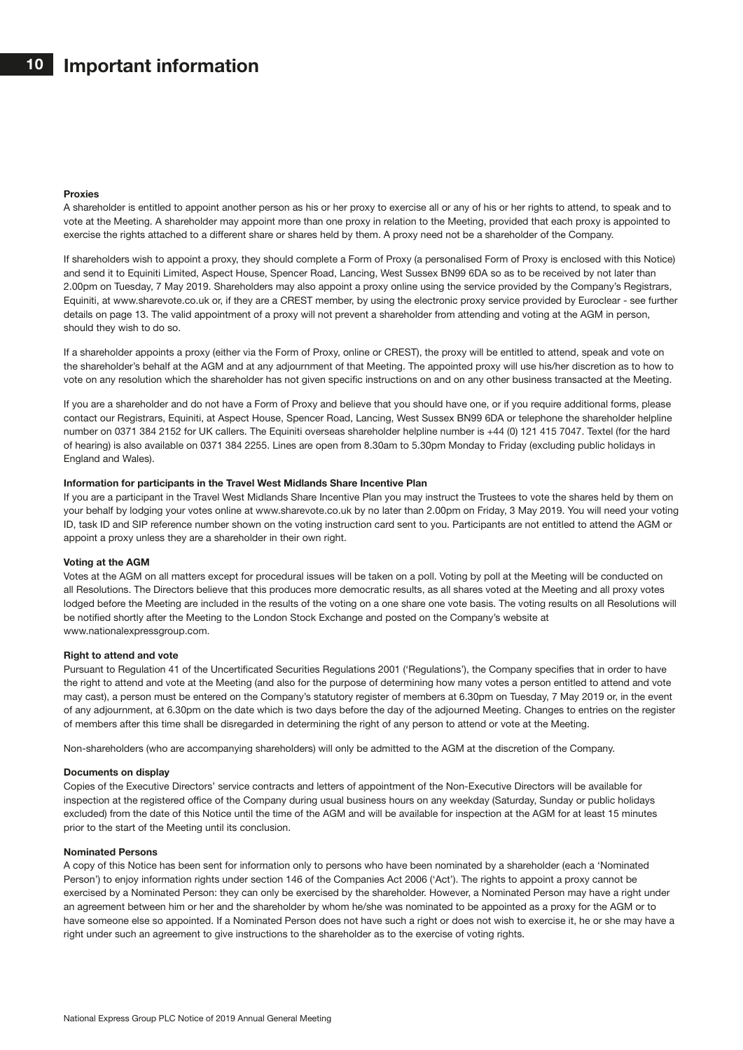# Important information

**Proxies**

A shareholder is entitled to appoint another person as his or her proxy to exercise all or any of his or her rights to attend, to speak and to vote at the Meeting. A shareholder may appoint more than one proxy in relation to the Meeting, provided that each proxy is appointed to exercise the rights attached to a different share or shares held by them. A proxy need not be a shareholder of the Company.

If shareholders wish to appoint a proxy, they should complete a Form of Proxy (a personalised Form of Proxy is enclosed with this Notice) and send it to Equiniti Limited, Aspect House, Spencer Road, Lancing, West Sussex BN99 6DA so as to be received by not later than 2.00pm on Tuesday, 7 May 2019. Shareholders may also appoint a proxy online using the service provided by the Company's Registrars, Equiniti, at www.sharevote.co.uk or, if they are a CREST member, by using the electronic proxy service provided by Euroclear - see further details on page 13. The valid appointment of a proxy will not prevent a shareholder from attending and voting at the AGM in person, should they wish to do so.

If a shareholder appoints a proxy (either via the Form of Proxy, online or CREST), the proxy will be entitled to attend, speak and vote on the shareholder's behalf at the AGM and at any adjournment of that Meeting. The appointed proxy will use his/her discretion as to how to vote on any resolution which the shareholder has not given specific instructions on and on any other business transacted at the Meeting.

If you are a shareholder and do not have a Form of Proxy and believe that you should have one, or if you require additional forms, please contact our Registrars, Equiniti, at Aspect House, Spencer Road, Lancing, West Sussex BN99 6DA or telephone the shareholder helpline number on 0371 384 2152 for UK callers. The Equiniti overseas shareholder helpline number is +44 (0) 121 415 7047. Textel (for the hard of hearing) is also available on 0371 384 2255. Lines are open from 8.30am to 5.30pm Monday to Friday (excluding public holidays in England and Wales).

**Information for participants in the Travel West Midlands Share Incentive Plan**

If you are a participant in the Travel West Midlands Share Incentive Plan you may instruct the Trustees to vote the shares held by them on your behalf by lodging your votes online at www.sharevote.co.uk by no later than 2.00pm on Friday, 3 May 2019. You will need your voting ID, task ID and SIP reference number shown on the voting instruction card sent to you. Participants are not entitled to attend the AGM or appoint a proxy unless they are a shareholder in their own right.

**Voting at the AGM**

Votes at the AGM on all matters except for procedural issues will be taken on a poll. Voting by poll at the Meeting will be conducted on all Resolutions. The Directors believe that this produces more democratic results, as all shares voted at the Meeting and all proxy votes lodged before the Meeting are included in the results of the voting on a one share one vote basis. The voting results on all Resolutions will be notified shortly after the Meeting to the London Stock Exchange and posted on the Company's website at www.nationalexpressgroup.com.

**Right to attend and vote**

Pursuant to Regulation 41 of the Uncertificated Securities Regulations 2001 ('Regulations'), the Company specifies that in order to have the right to attend and vote at the Meeting (and also for the purpose of determining how many votes a person entitled to attend and vote may cast), a person must be entered on the Company's statutory register of members at 6.30pm on Tuesday, 7 May 2019 or, in the event of any adjournment, at 6.30pm on the date which is two days before the day of the adjourned Meeting. Changes to entries on the register of members after this time shall be disregarded in determining the right of any person to attend or vote at the Meeting.

Non-shareholders (who are accompanying shareholders) will only be admitted to the AGM at the discretion of the Company.

**Documents on display**

Copies of the Executive Directors' service contracts and letters of appointment of the Non-Executive Directors will be available for inspection at the registered office of the Company during usual business hours on any weekday (Saturday, Sunday or public holidays excluded) from the date of this Notice until the time of the AGM and will be available for inspection at the AGM for at least 15 minutes prior to the start of the Meeting until its conclusion.

**Nominated Persons**

A copy of this Notice has been sent for information only to persons who have been nominated by a shareholder (each a 'Nominated Person') to enjoy information rights under section 146 of the Companies Act 2006 ('Act'). The rights to appoint a proxy cannot be exercised by a Nominated Person: they can only be exercised by the shareholder. However, a Nominated Person may have a right under an agreement between him or her and the shareholder by whom he/she was nominated to be appointed as a proxy for the AGM or to have someone else so appointed. If a Nominated Person does not have such a right or does not wish to exercise it, he or she may have a right under such an agreement to give instructions to the shareholder as to the exercise of voting rights.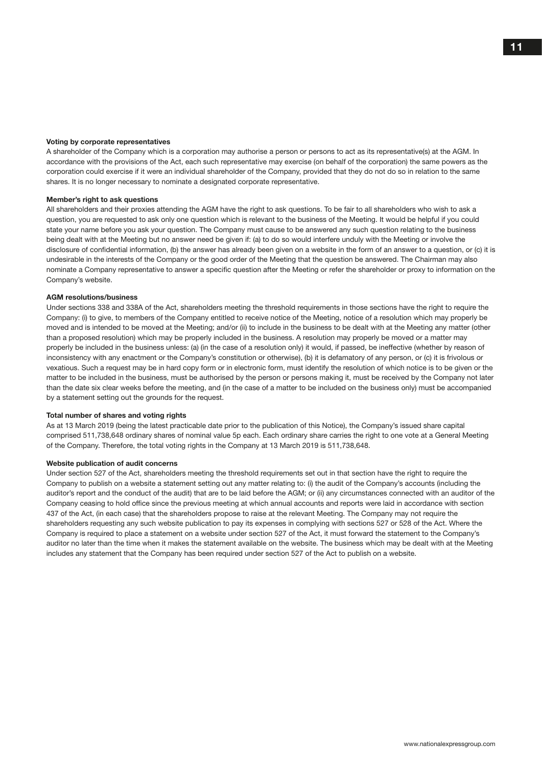### Voting by corporate representatives

A shareholder of the Company which is a corporation may authorise a person or persons to act as its representative(s) at the AGM. In accordance with the provisions of the Act, each such representative may exercise (on behalf of the corporation) the same powers as the corporation could exercise if it were an individual shareholder of the Company, provided that they do not do so in relation to the same shares. It is no longer necessary to nominate a designated corporate representative.

### Member's right to ask questions

All shareholders and their proxies attending the AGM have the right to ask questions. To be fair to all shareholders who wish to ask a question, you are requested to ask only one question which is relevant to the business of the Meeting. It would be helpful if you could state your name before you ask your question. The Company must cause to be answered any such question relating to the business being dealt with at the Meeting but no answer need be given if: (a) to do so would interfere unduly with the Meeting or involve the disclosure of confidential information, (b) the answer has already been given on a website in the form of an answer to a question, or (c) it is undesirable in the interests of the Company or the good order of the Meeting that the question be answered. The Chairman may also nominate a Company representative to answer a specific question after the Meeting or refer the shareholder or proxy to information on the Company's website.

### AGM resolutions/business

Under sections 338 and 338A of the Act, shareholders meeting the threshold requirements in those sections have the right to require the Company: (i) to give, to members of the Company entitled to receive notice of the Meeting, notice of a resolution which may properly be moved and is intended to be moved at the Meeting; and/or (ii) to include in the business to be dealt with at the Meeting any matter (other than a proposed resolution) which may be properly included in the business. A resolution may properly be moved or a matter may properly be included in the business unless: (a) (in the case of a resolution only) it would, if passed, be ineffective (whether by reason of inconsistency with any enactment or the Company's constitution or otherwise), (b) it is defamatory of any person, or (c) it is frivolous or vexatious. Such a request may be in hard copy form or in electronic form, must identify the resolution of which notice is to be given or the matter to be included in the business, must be authorised by the person or persons making it, must be received by the Company not later than the date six clear weeks before the meeting, and (in the case of a matter to be included on the business only) must be accompanied by a statement setting out the grounds for the request.

### Total number of shares and voting rights

As at 13 March 2019 (being the latest practicable date prior to the publication of this Notice), the Company's issued share capital comprised 511,738,648 ordinary shares of nominal value 5p each. Each ordinary share carries the right to one vote at a General Meeting of the Company. Therefore, the total voting rights in the Company at 13 March 2019 is 511,738,648.

### Website publication of audit concerns

Under section 527 of the Act, shareholders meeting the threshold requirements set out in that section have the right to require the Company to publish on a website a statement setting out any matter relating to: (i) the audit of the Company's accounts (including the auditor's report and the conduct of the audit) that are to be laid before the AGM; or (ii) any circumstances connected with an auditor of the Company ceasing to hold office since the previous meeting at which annual accounts and reports were laid in accordance with section 437 of the Act, (in each case) that the shareholders propose to raise at the relevant Meeting. The Company may not require the shareholders requesting any such website publication to pay its expenses in complying with sections 527 or 528 of the Act. Where the Company is required to place a statement on a website under section 527 of the Act, it must forward the statement to the Company's auditor no later than the time when it makes the statement available on the website. The business which may be dealt with at the Meeting includes any statement that the Company has been required under section 527 of the Act to publish on a website.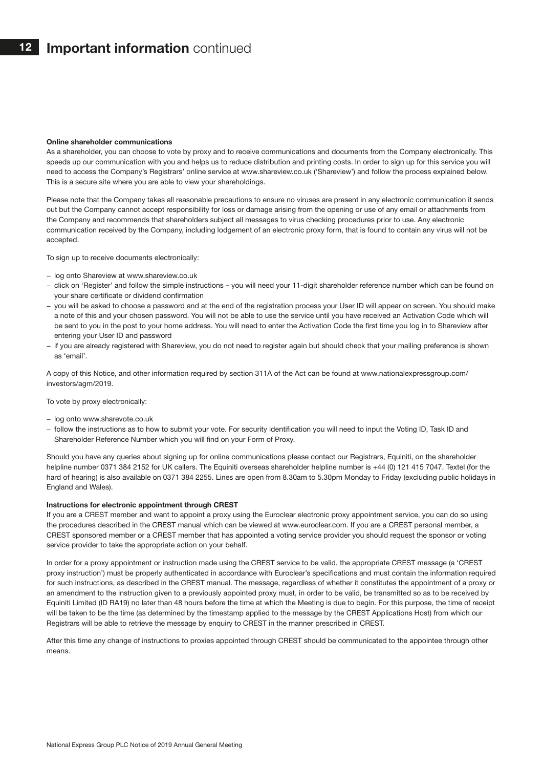# Important information continued

### Online shareholder communications

As a shareholder, you can choose to vote by proxy and to receive communications and documents from the Company electronically. This speeds up our communication with you and helps us to reduce distribution and printing costs. In order to sign up for this service you will need to access the Company's Registrars' online service at www.shareview.co.uk ('Shareview') and follow the process explained below. This is a secure site where you are able to view your shareholdings.

Please note that the Company takes all reasonable precautions to ensure no viruses are present in any electronic communication it sends out but the Company cannot accept responsibility for loss or damage arising from the opening or use of any email or attachments from the Company and recommends that shareholders subject all messages to virus checking procedures prior to use. Any electronic communication received by the Company, including lodgement of an electronic proxy form, that is found to contain any virus will not be accepted.

To sign up to receive documents electronically:

- log onto Shareview at www.shareview.co.uk
- click on 'Register' and follow the simple instructions – you will need your 11-digit shareholder reference number which can be found on your share certificate or dividend confirmation
- you will be asked to choose a password and at the end of the registration process your User ID will appear on screen. You should make a note of this and your chosen password. You will not be able to use the service until you have received an Activation Code which will be sent to you in the post to your home address. You will need to enter the Activation Code the first time you log in to Shareview after entering your User ID and password
- if you are already registered with Shareview, you do not need to register again but should check that your mailing preference is shown as 'email'.

A copy of this Notice, and other information required by section 311A of the Act can be found at www.nationalexpressgroup.com/investors/agm/2019.

To vote by proxy electronically:

- log onto www.sharevote.co.uk
- follow the instructions as to how to submit your vote. For security identification you will need to input the Voting ID, Task ID and Shareholder Reference Number which you will find on your Form of Proxy.

Should you have any queries about signing up for online communications please contact our Registrars, Equiniti, on the shareholder helpline number 0371 384 2152 for UK callers. The Equiniti overseas shareholder helpline number is +44 (0) 121 415 7047. Textel (for the hard of hearing) is also available on 0371 384 2255. Lines are open from 8.30am to 5.30pm Monday to Friday (excluding public holidays in England and Wales).

### Instructions for electronic appointment through CREST

If you are a CREST member and want to appoint a proxy using the Euroclear electronic proxy appointment service, you can do so using the procedures described in the CREST manual which can be viewed at www.euroclear.com. If you are a CREST personal member, a CREST sponsored member or a CREST member that has appointed a voting service provider you should request the sponsor or voting service provider to take the appropriate action on your behalf.

In order for a proxy appointment or instruction made using the CREST service to be valid, the appropriate CREST message (a 'CREST proxy instruction') must be properly authenticated in accordance with Euroclear's specifications and must contain the information required for such instructions, as described in the CREST manual. The message, regardless of whether it constitutes the appointment of a proxy or an amendment to the instruction given to a previously appointed proxy must, in order to be valid, be transmitted so as to be received by Equiniti Limited (ID RA19) no later than 48 hours before the time at which the Meeting is due to begin. For this purpose, the time of receipt will be taken to be the time (as determined by the timestamp applied to the message by the CREST Applications Host) from which our Registrars will be able to retrieve the message by enquiry to CREST in the manner prescribed in CREST.

After this time any change of instructions to proxies appointed through CREST should be communicated to the appointee through other means.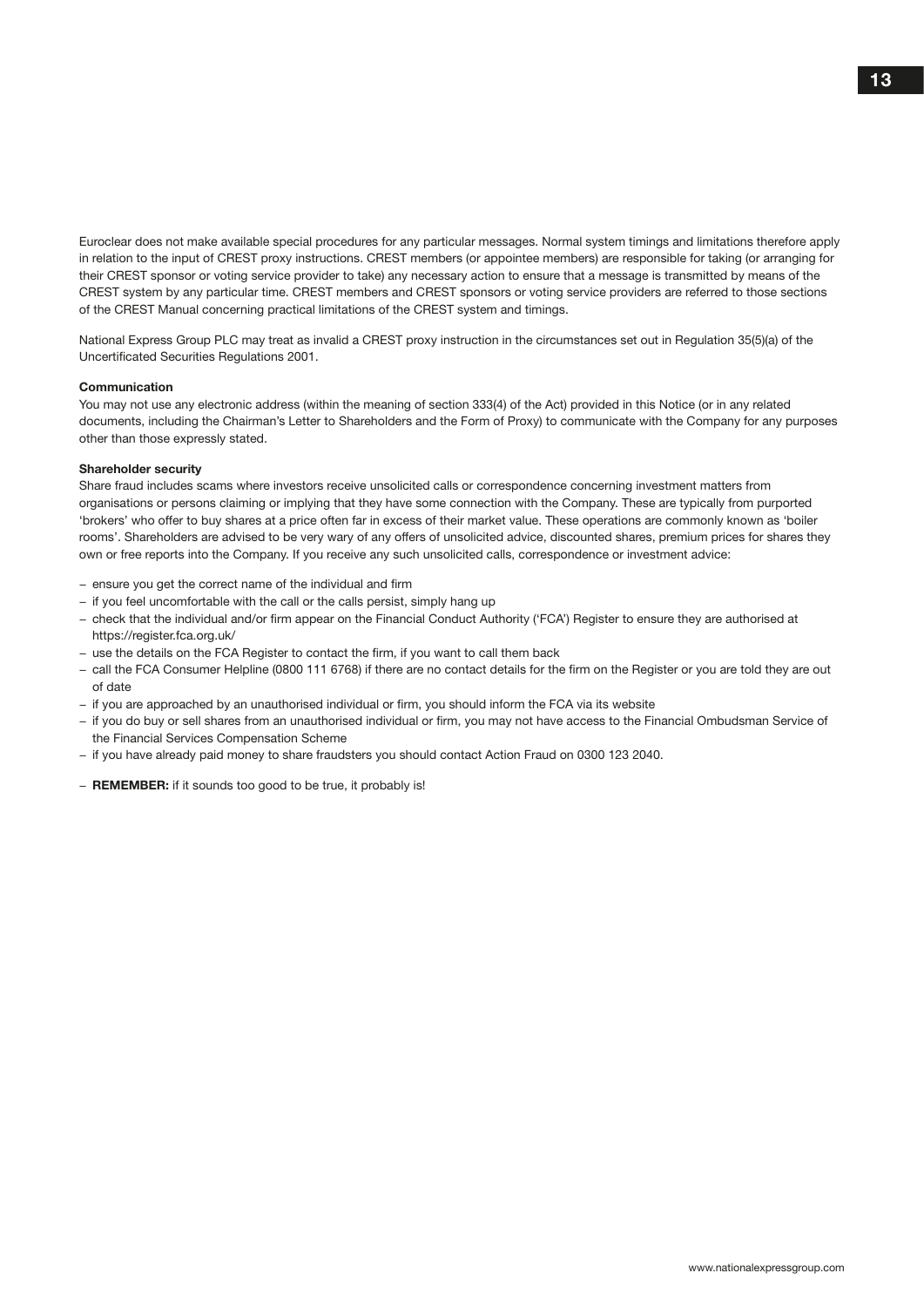Euroclear does not make available special procedures for any particular messages. Normal system timings and limitations therefore apply in relation to the input of CREST proxy instructions. CREST members (or appointee members) are responsible for taking (or arranging for their CREST sponsor or voting service provider to take) any necessary action to ensure that a message is transmitted by means of the CREST system by any particular time. CREST members and CREST sponsors or voting service providers are referred to those sections of the CREST Manual concerning practical limitations of the CREST system and timings.

National Express Group PLC may treat as invalid a CREST proxy instruction in the circumstances set out in Regulation 35(5)(a) of the Uncertificated Securities Regulations 2001.

**Communication**

You may not use any electronic address (within the meaning of section 333(4) of the Act) provided in this Notice (or in any related documents, including the Chairman's Letter to Shareholders and the Form of Proxy) to communicate with the Company for any purposes other than those expressly stated.

**Shareholder security**

Share fraud includes scams where investors receive unsolicited calls or correspondence concerning investment matters from organisations or persons claiming or implying that they have some connection with the Company. These are typically from purported 'brokers' who offer to buy shares at a price often far in excess of their market value. These operations are commonly known as 'boiler rooms'. Shareholders are advised to be very wary of any offers of unsolicited advice, discounted shares, premium prices for shares they own or free reports into the Company. If you receive any such unsolicited calls, correspondence or investment advice:

- ensure you get the correct name of the individual and firm
- if you feel uncomfortable with the call or the calls persist, simply hang up
- check that the individual and/or firm appear on the Financial Conduct Authority ('FCA') Register to ensure they are authorised at https://register.fca.org.uk/
- use the details on the FCA Register to contact the firm, if you want to call them back
- call the FCA Consumer Helpline (0800 111 6768) if there are no contact details for the firm on the Register or you are told they are out of date
- if you are approached by an unauthorised individual or firm, you should inform the FCA via its website
- if you do buy or sell shares from an unauthorised individual or firm, you may not have access to the Financial Ombudsman Service of the Financial Services Compensation Scheme
- if you have already paid money to share fraudsters you should contact Action Fraud on 0300 123 2040.

- **REMEMBER:** if it sounds too good to be true, it probably is!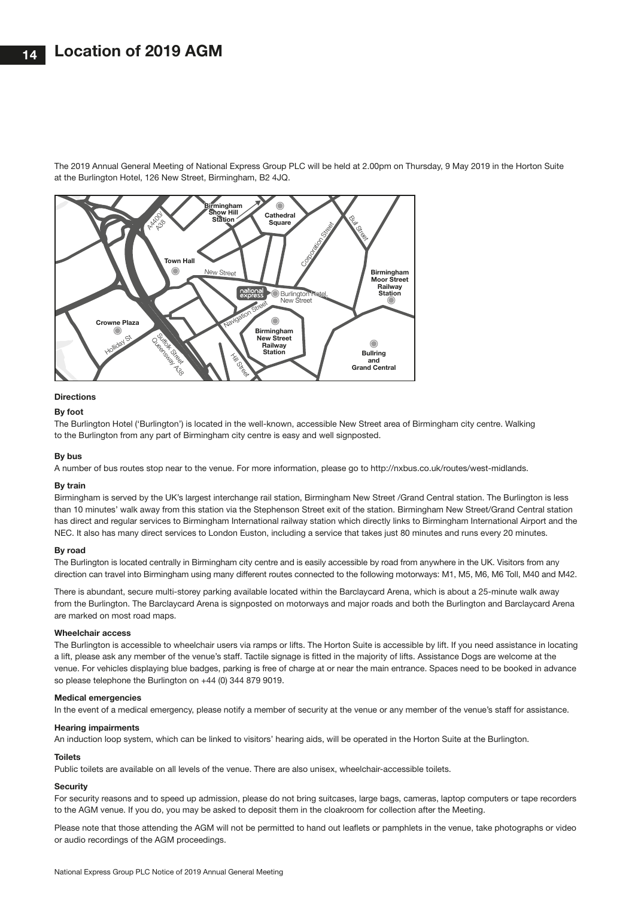# Location of 2019 AGM

The 2019 Annual General Meeting of National Express Group PLC will be held at 2.00pm on Thursday, 9 May 2019 in the Horton Suite at the Burlington Hotel, 126 New Street, Birmingham, B2 4JQ.

### Directions

#### By foot

The Burlington Hotel ('Burlington') is located in the well-known, accessible New Street area of Birmingham city centre. Walking to the Burlington from any part of Birmingham city centre is easy and well signposted.

#### By bus

A number of bus routes stop near to the venue. For more information, please go to http://nxbus.co.uk/routes/west-midlands.

#### By train

Birmingham is served by the UK's largest interchange rail station, Birmingham New Street /Grand Central station. The Burlington is less than 10 minutes' walk away from this station via the Stephenson Street exit of the station. Birmingham New Street/Grand Central station has direct and regular services to Birmingham International railway station which directly links to Birmingham International Airport and the NEC. It also has many direct services to London Euston, including a service that takes just 80 minutes and runs every 20 minutes.

#### By road

The Burlington is located centrally in Birmingham city centre and is easily accessible by road from anywhere in the UK. Visitors from any direction can travel into Birmingham using many different routes connected to the following motorways: M1, M5, M6, M6 Toll, M40 and M42.

There is abundant, secure multi-storey parking available located within the Barclaycard Arena, which is about a 25-minute walk away from the Burlington. The Barclaycard Arena is signposted on motorways and major roads and both the Burlington and Barclaycard Arena are marked on most road maps.

#### Wheelchair access

The Burlington is accessible to wheelchair users via ramps or lifts. The Horton Suite is accessible by lift. If you need assistance in locating a lift, please ask any member of the venue's staff. Tactile signage is fitted in the majority of lifts. Assistance Dogs are welcome at the venue. For vehicles displaying blue badges, parking is free of charge at or near the main entrance. Spaces need to be booked in advance so please telephone the Burlington on +44 (0) 344 879 9019.

#### Medical emergencies

In the event of a medical emergency, please notify a member of security at the venue or any member of the venue's staff for assistance.

#### Hearing impairments

An induction loop system, which can be linked to visitors' hearing aids, will be operated in the Horton Suite at the Burlington.

#### Toilets

Public toilets are available on all levels of the venue. There are also unisex, wheelchair-accessible toilets.

#### Security

For security reasons and to speed up admission, please do not bring suitcases, large bags, cameras, laptop computers or tape recorders to the AGM venue. If you do, you may be asked to deposit them in the cloakroom for collection after the Meeting.

Please note that those attending the AGM will not be permitted to hand out leaflets or pamphlets in the venue, take photographs or video or audio recordings of the AGM proceedings.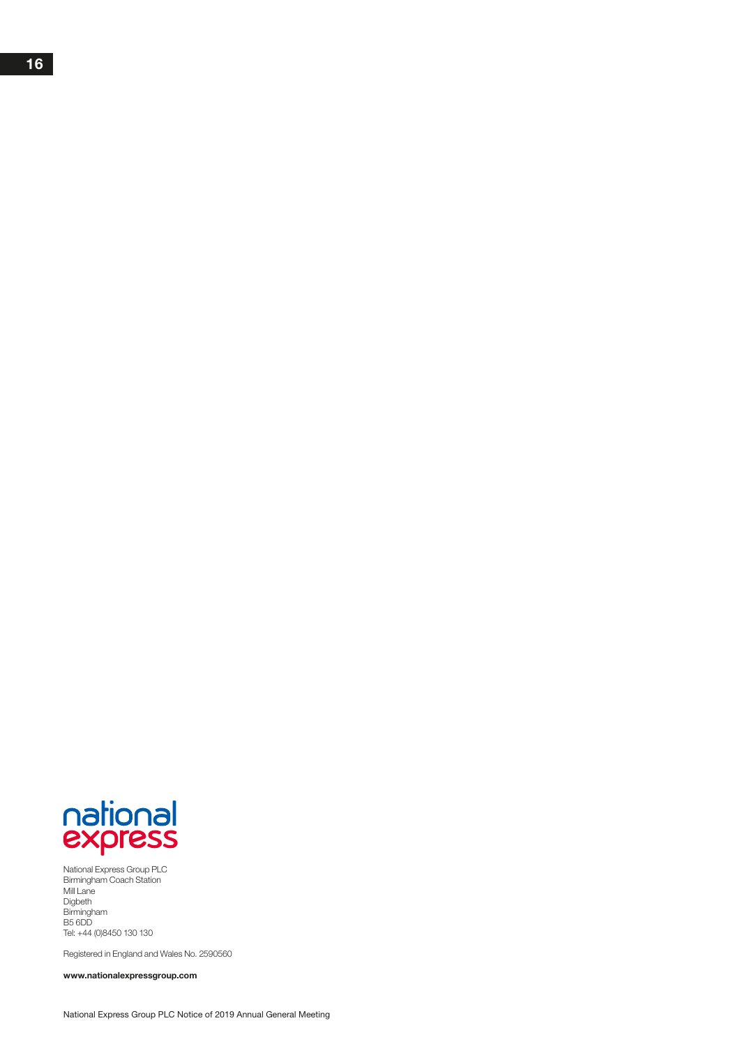national
express

National Express Group PLC
Birmingham Coach Station
Mill Lane
Digbeth
Birmingham
B5 6DD
Tel: +44 (0)8450 130 130

Registered in England and Wales No. 2590560

**www.nationalexpressgroup.com**